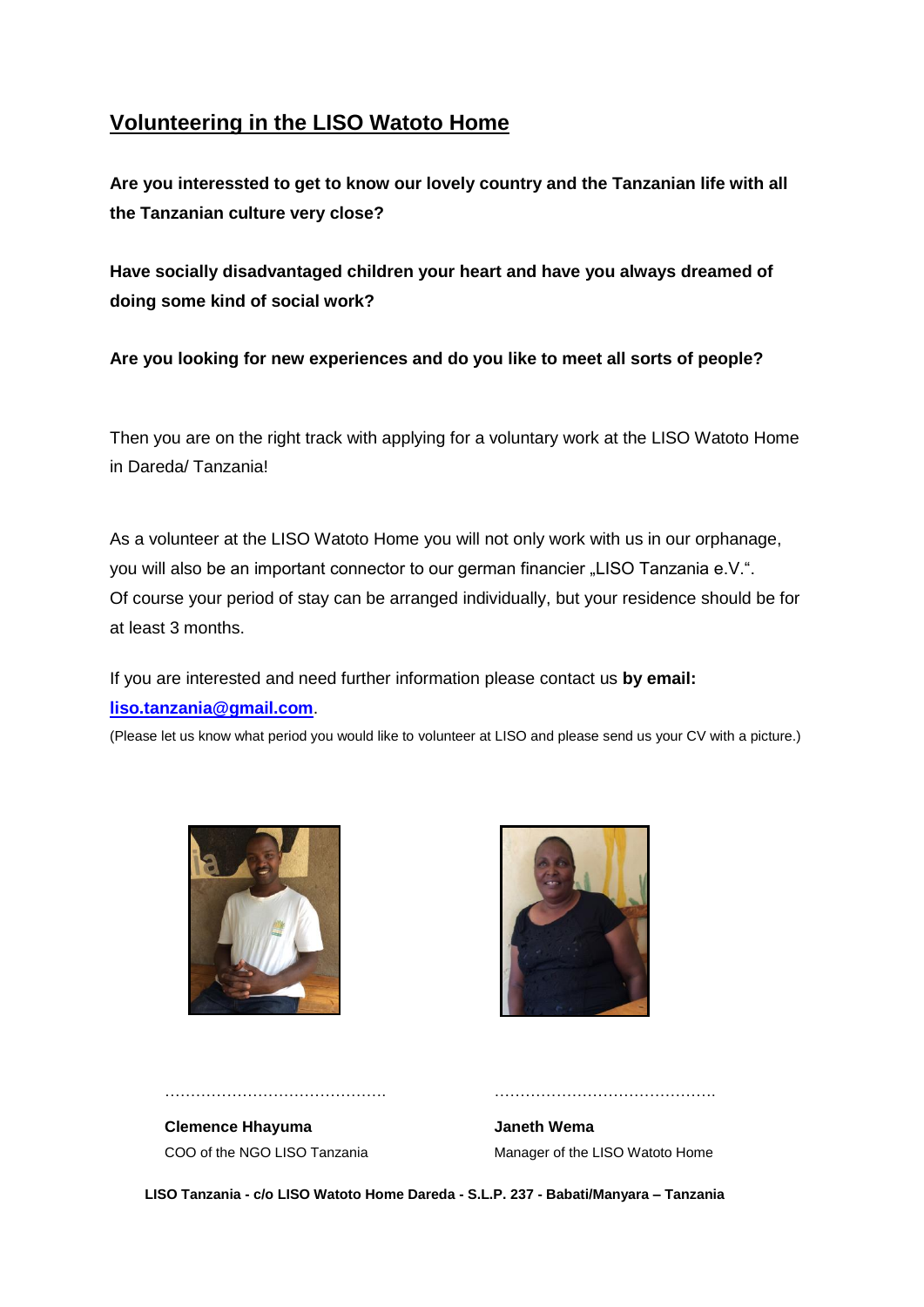## Volunteering in the LISO Watoto Home

**Are you interessted to get to know our lovely country and the Tanzanian life with all the Tanzanian culture very close?**

**Have socially disadvantaged children your heart and have you always dreamed of doing some kind of social work?**

**Are you looking for new experiences and do you like to meet all sorts of people?**

Then you are on the right track with applying for a voluntary work at the LISO Watoto Home in Dareda/ Tanzania!

As a volunteer at the LISO Watoto Home you will not only work with us in our orphanage, you will also be an important connector to our german financier „LISO Tanzania e.V.“.
Of course your period of stay can be arranged individually, but your residence should be for at least 3 months.

If you are interested and need further information please contact us **by email:** **liso.tanzania@gmail.com**.

(Please let us know what period you would like to volunteer at LISO and please send us your CV with a picture.)

……………………………………

**Clemence Hhayuma**
COO of the NGO LISO Tanzania

……………………………………

**Janeth Wema**
Manager of the LISO Watoto Home

**LISO Tanzania - c/o LISO Watoto Home Dareda - S.L.P. 237 - Babati/Manyara – Tanzania**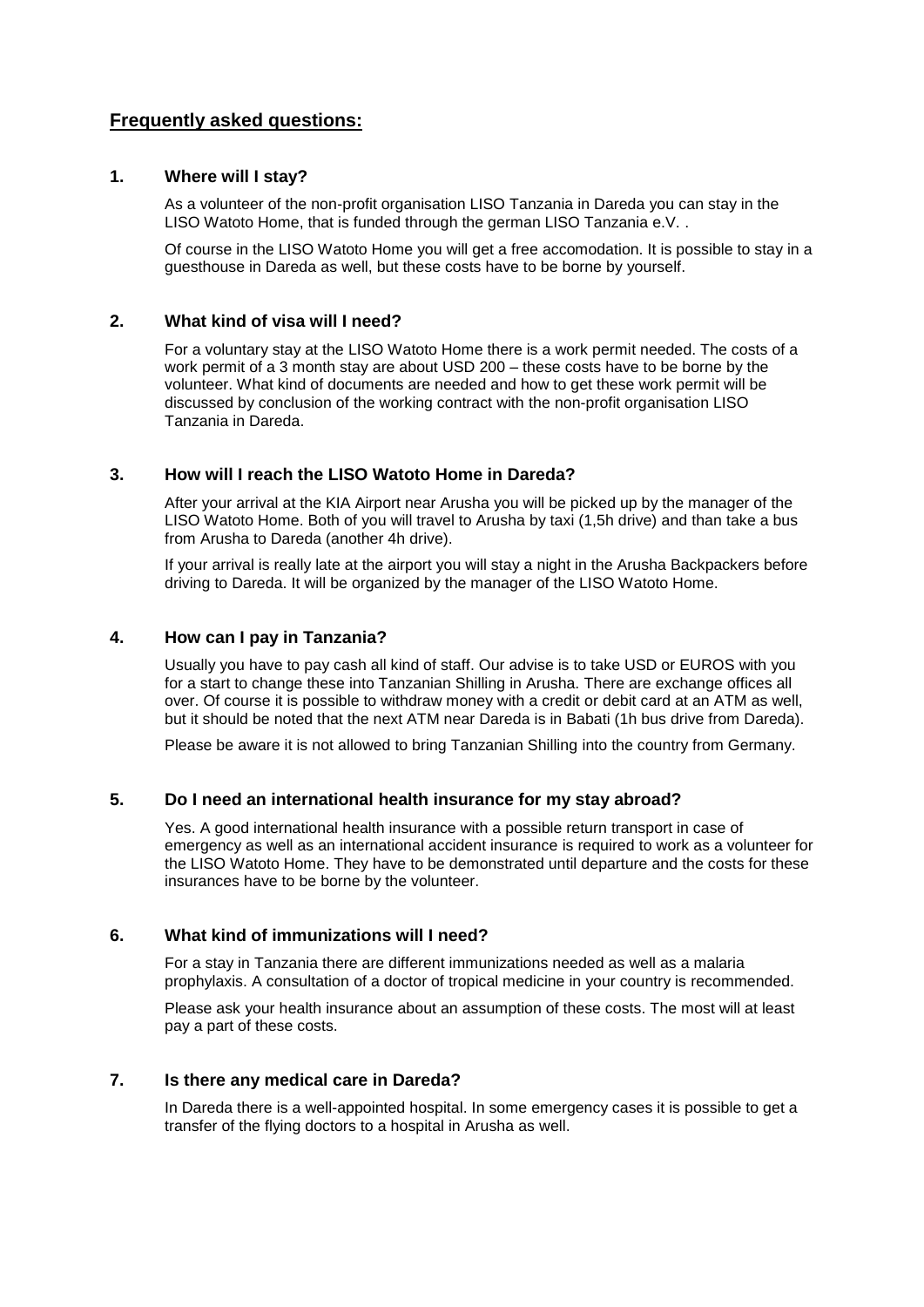## Frequently asked questions:

### 1. Where will I stay?

As a volunteer of the non-profit organisation LISO Tanzania in Dareda you can stay in the LISO Watoto Home, that is funded through the german LISO Tanzania e.V. .

Of course in the LISO Watoto Home you will get a free accomodation. It is possible to stay in a guesthouse in Dareda as well, but these costs have to be borne by yourself.

### 2. What kind of visa will I need?

For a voluntary stay at the LISO Watoto Home there is a work permit needed. The costs of a work permit of a 3 month stay are about USD 200 – these costs have to be borne by the volunteer. What kind of documents are needed and how to get these work permit will be discussed by conclusion of the working contract with the non-profit organisation LISO Tanzania in Dareda.

### 3. How will I reach the LISO Watoto Home in Dareda?

After your arrival at the KIA Airport near Arusha you will be picked up by the manager of the LISO Watoto Home. Both of you will travel to Arusha by taxi (1,5h drive) and than take a bus from Arusha to Dareda (another 4h drive).

If your arrival is really late at the airport you will stay a night in the Arusha Backpackers before driving to Dareda. It will be organized by the manager of the LISO Watoto Home.

### 4. How can I pay in Tanzania?

Usually you have to pay cash all kind of staff. Our advise is to take USD or EUROS with you for a start to change these into Tanzanian Shilling in Arusha. There are exchange offices all over. Of course it is possible to withdraw money with a credit or debit card at an ATM as well, but it should be noted that the next ATM near Dareda is in Babati (1h bus drive from Dareda).

Please be aware it is not allowed to bring Tanzanian Shilling into the country from Germany.

### 5. Do I need an international health insurance for my stay abroad?

Yes. A good international health insurance with a possible return transport in case of emergency as well as an international accident insurance is required to work as a volunteer for the LISO Watoto Home. They have to be demonstrated until departure and the costs for these insurances have to be borne by the volunteer.

### 6. What kind of immunizations will I need?

For a stay in Tanzania there are different immunizations needed as well as a malaria prophylaxis. A consultation of a doctor of tropical medicine in your country is recommended.

Please ask your health insurance about an assumption of these costs. The most will at least pay a part of these costs.

### 7. Is there any medical care in Dareda?

In Dareda there is a well-appointed hospital. In some emergency cases it is possible to get a transfer of the flying doctors to a hospital in Arusha as well.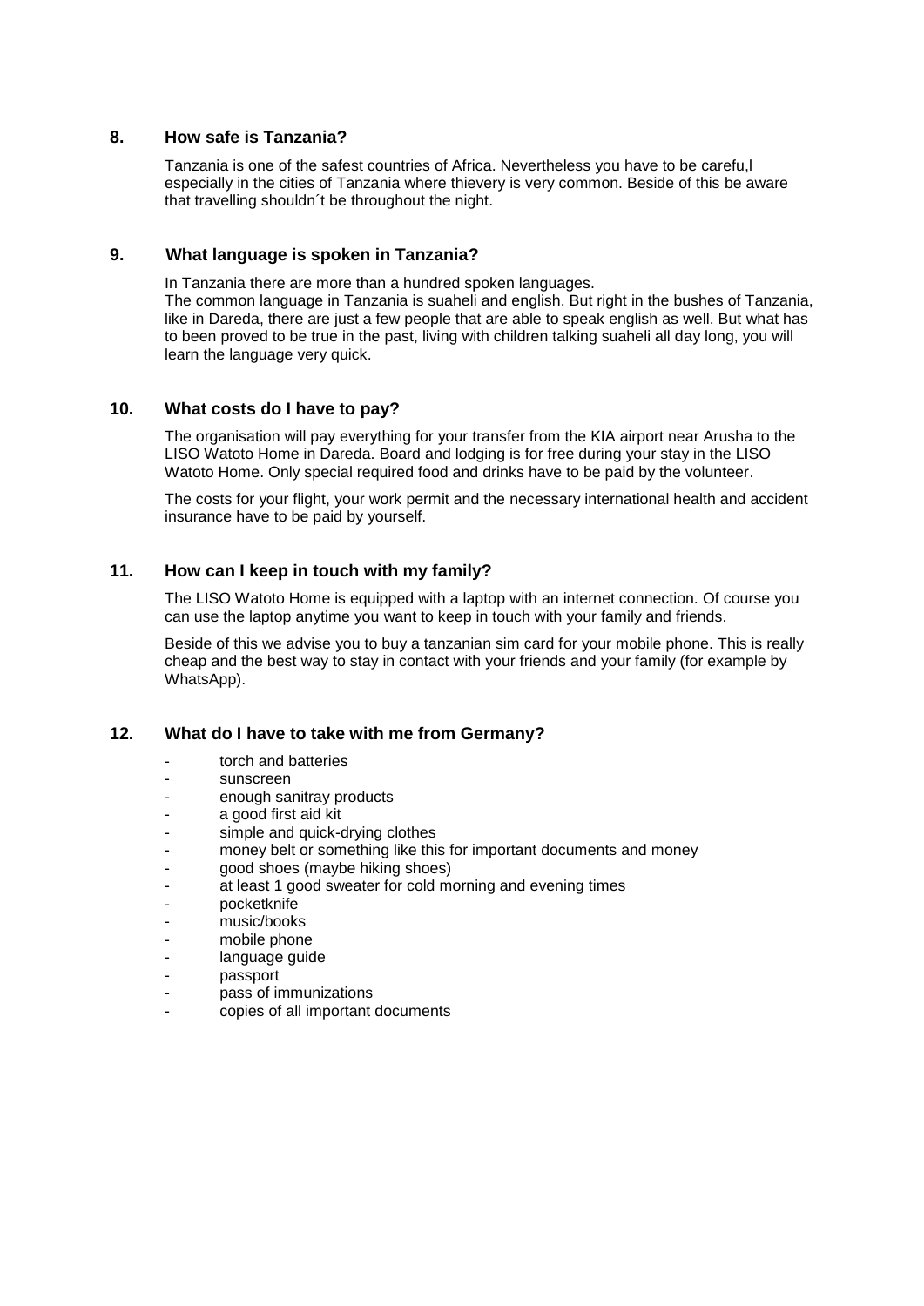## 8. How safe is Tanzania?

Tanzania is one of the safest countries of Africa. Nevertheless you have to be carefu,l especially in the cities of Tanzania where thievery is very common. Beside of this be aware that travelling shouldn´t be throughout the night.

## 9. What language is spoken in Tanzania?

In Tanzania there are more than a hundred spoken languages.
The common language in Tanzania is suaheli and english. But right in the bushes of Tanzania, like in Dareda, there are just a few people that are able to speak english as well. But what has to been proved to be true in the past, living with children talking suaheli all day long, you will learn the language very quick.

## 10. What costs do I have to pay?

The organisation will pay everything for your transfer from the KIA airport near Arusha to the LISO Watoto Home in Dareda. Board and lodging is for free during your stay in the LISO Watoto Home. Only special required food and drinks have to be paid by the volunteer.

The costs for your flight, your work permit and the necessary international health and accident insurance have to be paid by yourself.

## 11. How can I keep in touch with my family?

The LISO Watoto Home is equipped with a laptop with an internet connection. Of course you can use the laptop anytime you want to keep in touch with your family and friends.

Beside of this we advise you to buy a tanzanian sim card for your mobile phone. This is really cheap and the best way to stay in contact with your friends and your family (for example by WhatsApp).

## 12. What do I have to take with me from Germany?

- torch and batteries
- sunscreen
- enough sanitray products
- a good first aid kit
- simple and quick-drying clothes
- money belt or something like this for important documents and money
- good shoes (maybe hiking shoes)
- at least 1 good sweater for cold morning and evening times
- pocketknife
- music/books
- mobile phone
- language guide
- passport
- pass of immunizations
- copies of all important documents